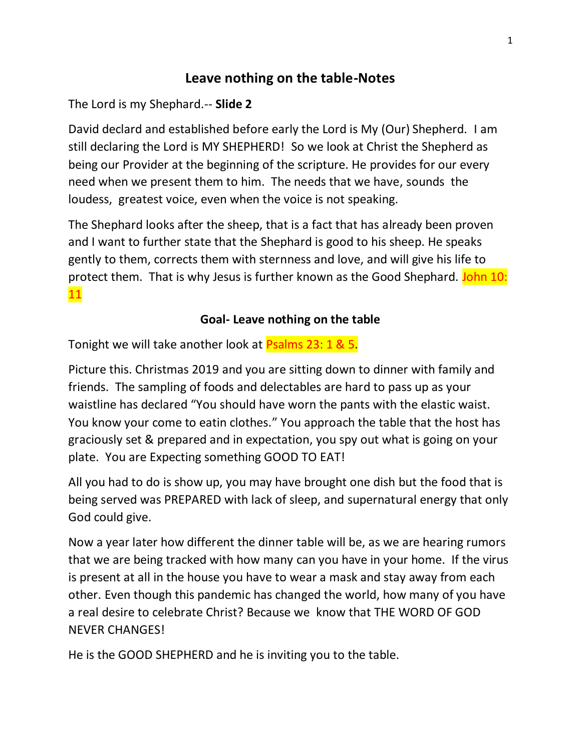# Leave nothing on the table-Notes

The Lord is my Shephard.-- **Slide 2**

David declard and established before early the Lord is My (Our) Shepherd. I am still declaring the Lord is MY SHEPHERD! So we look at Christ the Shepherd as being our Provider at the beginning of the scripture. He provides for our every need when we present them to him. The needs that we have, sounds the loudess, greatest voice, even when the voice is not speaking.

The Shephard looks after the sheep, that is a fact that has already been proven and I want to further state that the Shephard is good to his sheep. He speaks gently to them, corrects them with sternness and love, and will give his life to protect them. That is why Jesus is further known as the Good Shephard. John 10: 11

**Goal- Leave nothing on the table**

Tonight we will take another look at Psalms 23: 1 & 5.

Picture this. Christmas 2019 and you are sitting down to dinner with family and friends. The sampling of foods and delectables are hard to pass up as your waistline has declared "You should have worn the pants with the elastic waist. You know your come to eatin clothes." You approach the table that the host has graciously set & prepared and in expectation, you spy out what is going on your plate. You are Expecting something GOOD TO EAT!

All you had to do is show up, you may have brought one dish but the food that is being served was PREPARED with lack of sleep, and supernatural energy that only God could give.

Now a year later how different the dinner table will be, as we are hearing rumors that we are being tracked with how many can you have in your home. If the virus is present at all in the house you have to wear a mask and stay away from each other. Even though this pandemic has changed the world, how many of you have a real desire to celebrate Christ? Because we know that THE WORD OF GOD NEVER CHANGES!

He is the GOOD SHEPHERD and he is inviting you to the table.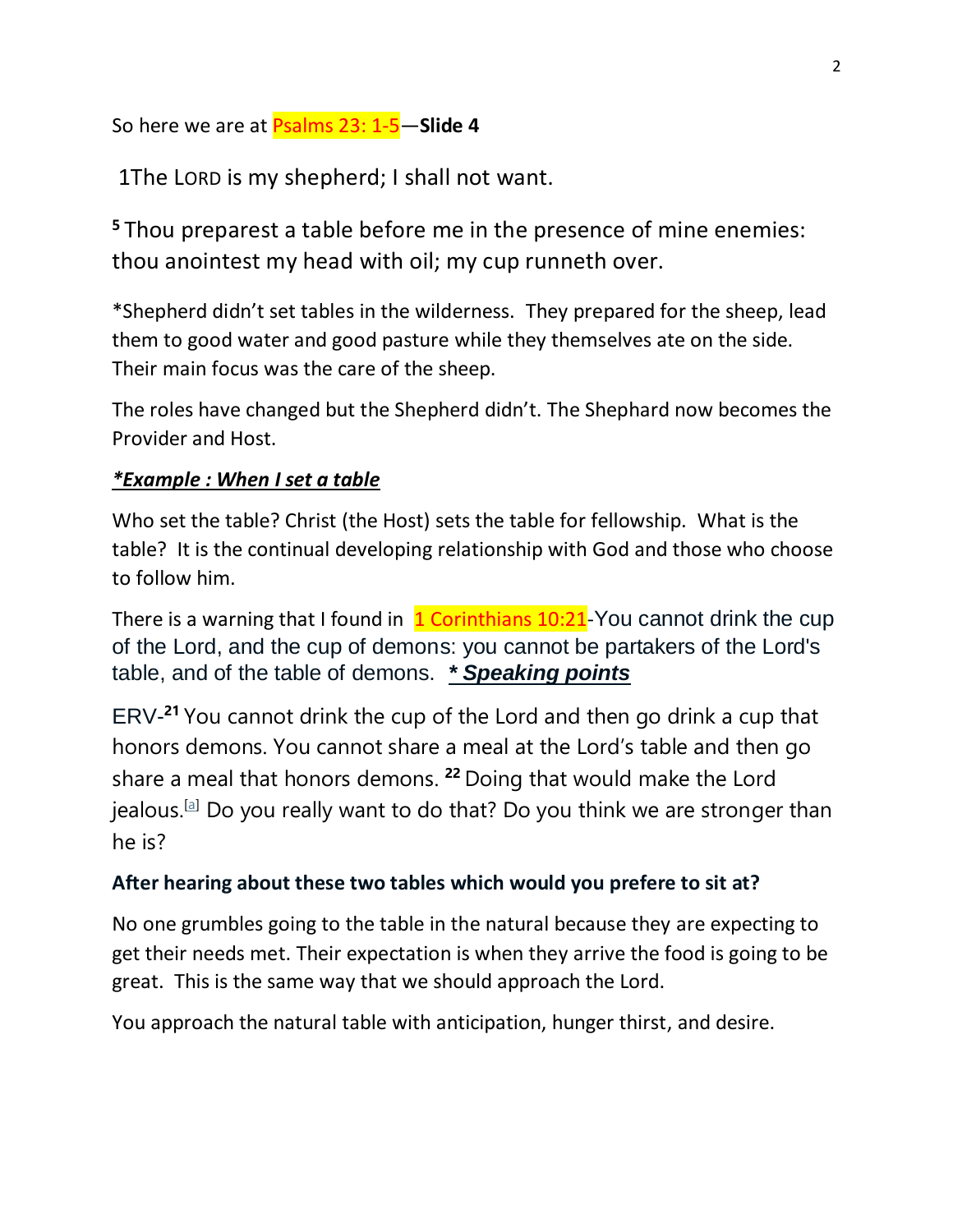So here we are at Psalms 23: 1-5—**Slide 4**

1The LORD is my shepherd; I shall not want.

[5] Thou preparest a table before me in the presence of mine enemies: thou anointest my head with oil; my cup runneth over.

*Shepherd didn't set tables in the wilderness. They prepared for the sheep, lead them to good water and good pasture while they themselves ate on the side. Their main focus was the care of the sheep.

The roles have changed but the Shepherd didn't. The Shephard now becomes the Provider and Host.

***\*Example : When I set a table***

Who set the table? Christ (the Host) sets the table for fellowship. What is the table? It is the continual developing relationship with God and those who choose to follow him.

There is a warning that I found in 1 Corinthians 10:21-You cannot drink the cup of the Lord, and the cup of demons: you cannot be partakers of the Lord's table, and of the table of demons. ***\* Speaking points***

ERV-[21] You cannot drink the cup of the Lord and then go drink a cup that honors demons. You cannot share a meal at the Lord's table and then go share a meal that honors demons. [22] Doing that would make the Lord jealous.[a] Do you really want to do that? Do you think we are stronger than he is?

**After hearing about these two tables which would you prefere to sit at?**

No one grumbles going to the table in the natural because they are expecting to get their needs met. Their expectation is when they arrive the food is going to be great. This is the same way that we should approach the Lord.

You approach the natural table with anticipation, hunger thirst, and desire.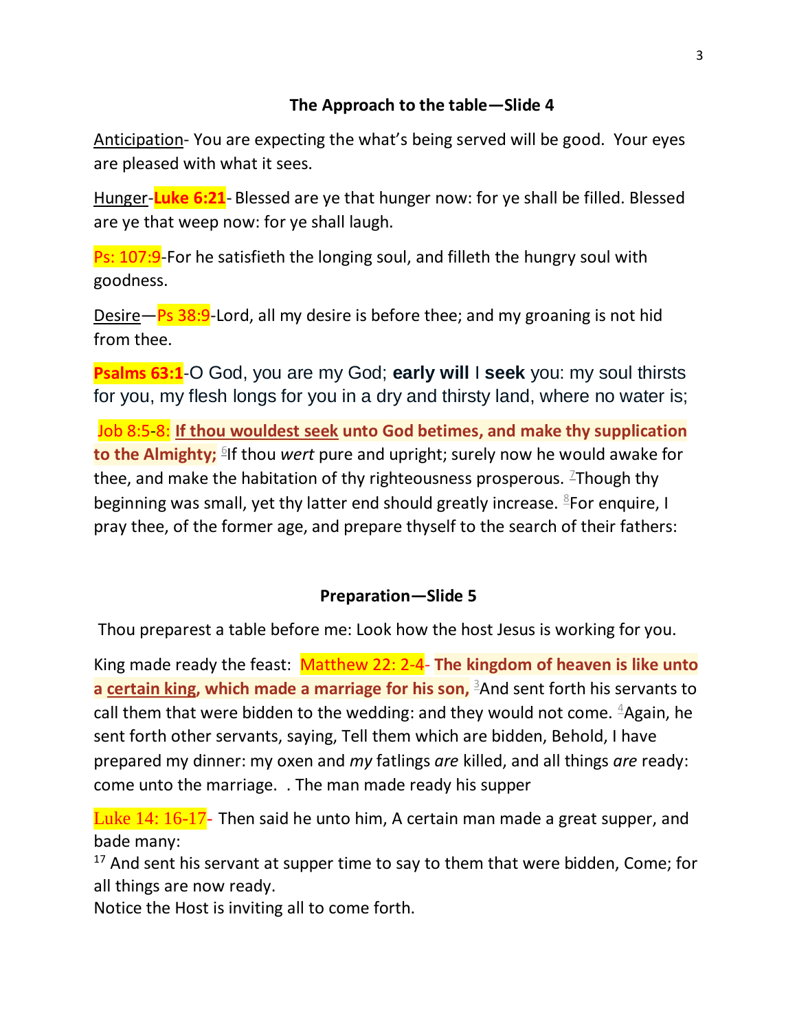**The Approach to the table—Slide 4**

Anticipation- You are expecting the what's being served will be good. Your eyes are pleased with what it sees.

Hunger-**Luke 6:21**- Blessed are ye that hunger now: for ye shall be filled. Blessed are ye that weep now: for ye shall laugh.

Ps: 107:9-For he satisfieth the longing soul, and filleth the hungry soul with goodness.

Desire—Ps 38:9-Lord, all my desire is before thee; and my groaning is not hid from thee.

**Psalms 63:1**-O God, you are my God; **early will** I **seek** you: my soul thirsts for you, my flesh longs for you in a dry and thirsty land, where no water is;

Job 8:5-8: **If thou wouldest seek unto God betimes, and make thy supplication to the Almighty;** [6]If thou *wert* pure and upright; surely now he would awake for thee, and make the habitation of thy righteousness prosperous. [7]Though thy beginning was small, yet thy latter end should greatly increase. [8]For enquire, I pray thee, of the former age, and prepare thyself to the search of their fathers:

**Preparation—Slide 5**

Thou preparest a table before me: Look how the host Jesus is working for you.

King made ready the feast: Matthew 22: 2-4- **The kingdom of heaven is like unto a certain king, which made a marriage for his son,** [3]And sent forth his servants to call them that were bidden to the wedding: and they would not come. [4]Again, he sent forth other servants, saying, Tell them which are bidden, Behold, I have prepared my dinner: my oxen and *my* fatlings *are* killed, and all things *are* ready: come unto the marriage. . The man made ready his supper

Luke 14: 16-17- Then said he unto him, A certain man made a great supper, and bade many:
[17] And sent his servant at supper time to say to them that were bidden, Come; for all things are now ready.
Notice the Host is inviting all to come forth.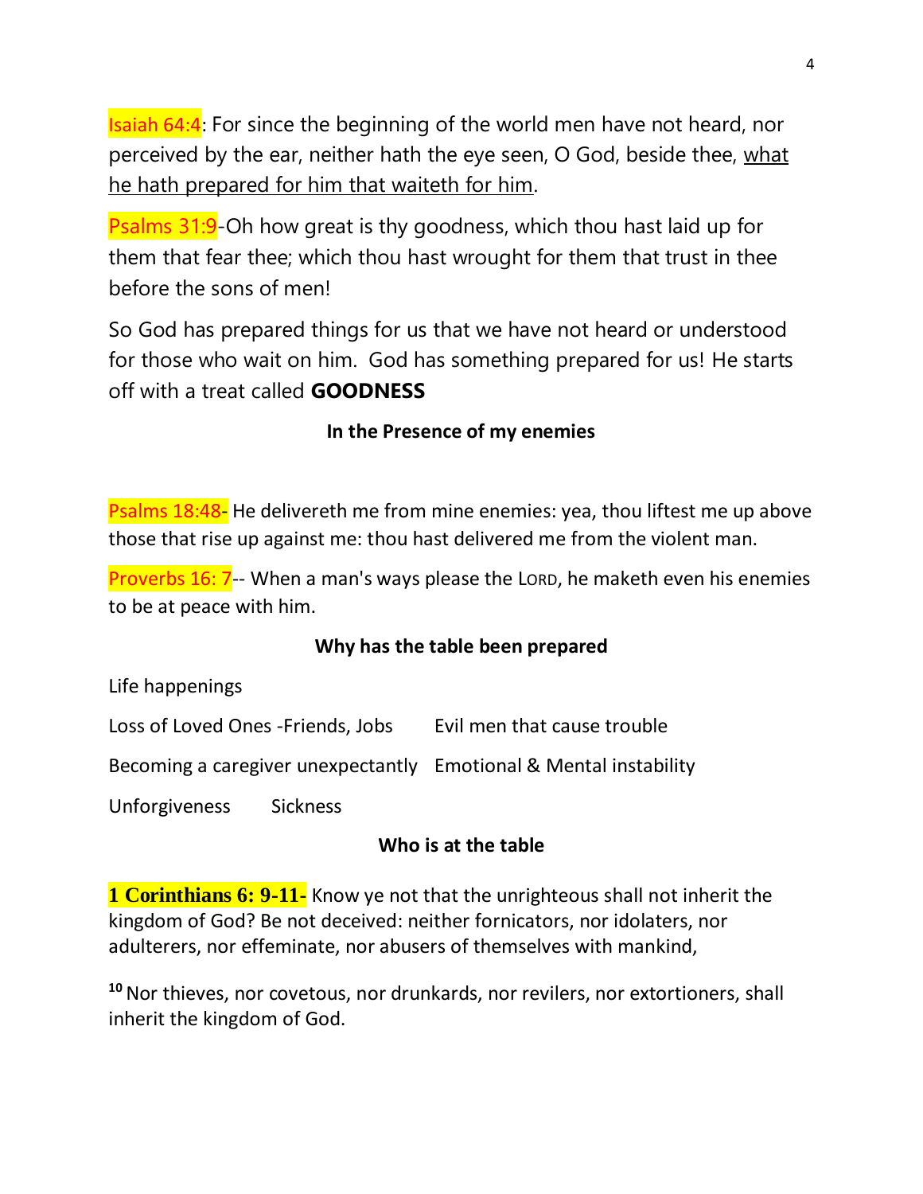Isaiah 64:4: For since the beginning of the world men have not heard, nor perceived by the ear, neither hath the eye seen, O God, beside thee, what he hath prepared for him that waiteth for him.

Psalms 31:9-Oh how great is thy goodness, which thou hast laid up for them that fear thee; which thou hast wrought for them that trust in thee before the sons of men!

So God has prepared things for us that we have not heard or understood for those who wait on him. God has something prepared for us! He starts off with a treat called **GOODNESS**

**In the Presence of my enemies**

Psalms 18:48- He delivereth me from mine enemies: yea, thou liftest me up above those that rise up against me: thou hast delivered me from the violent man.

Proverbs 16: 7-- When a man's ways please the LORD, he maketh even his enemies to be at peace with him.

**Why has the table been prepared**

Life happenings

Loss of Loved Ones -Friends, Jobs    Evil men that cause trouble

Becoming a caregiver unexpectantly    Emotional & Mental instability

Unforgiveness    Sickness

**Who is at the table**

**1 Corinthians 6: 9-11-** Know ye not that the unrighteous shall not inherit the kingdom of God? Be not deceived: neither fornicators, nor idolaters, nor adulterers, nor effeminate, nor abusers of themselves with mankind,

[10] Nor thieves, nor covetous, nor drunkards, nor revilers, nor extortioners, shall inherit the kingdom of God.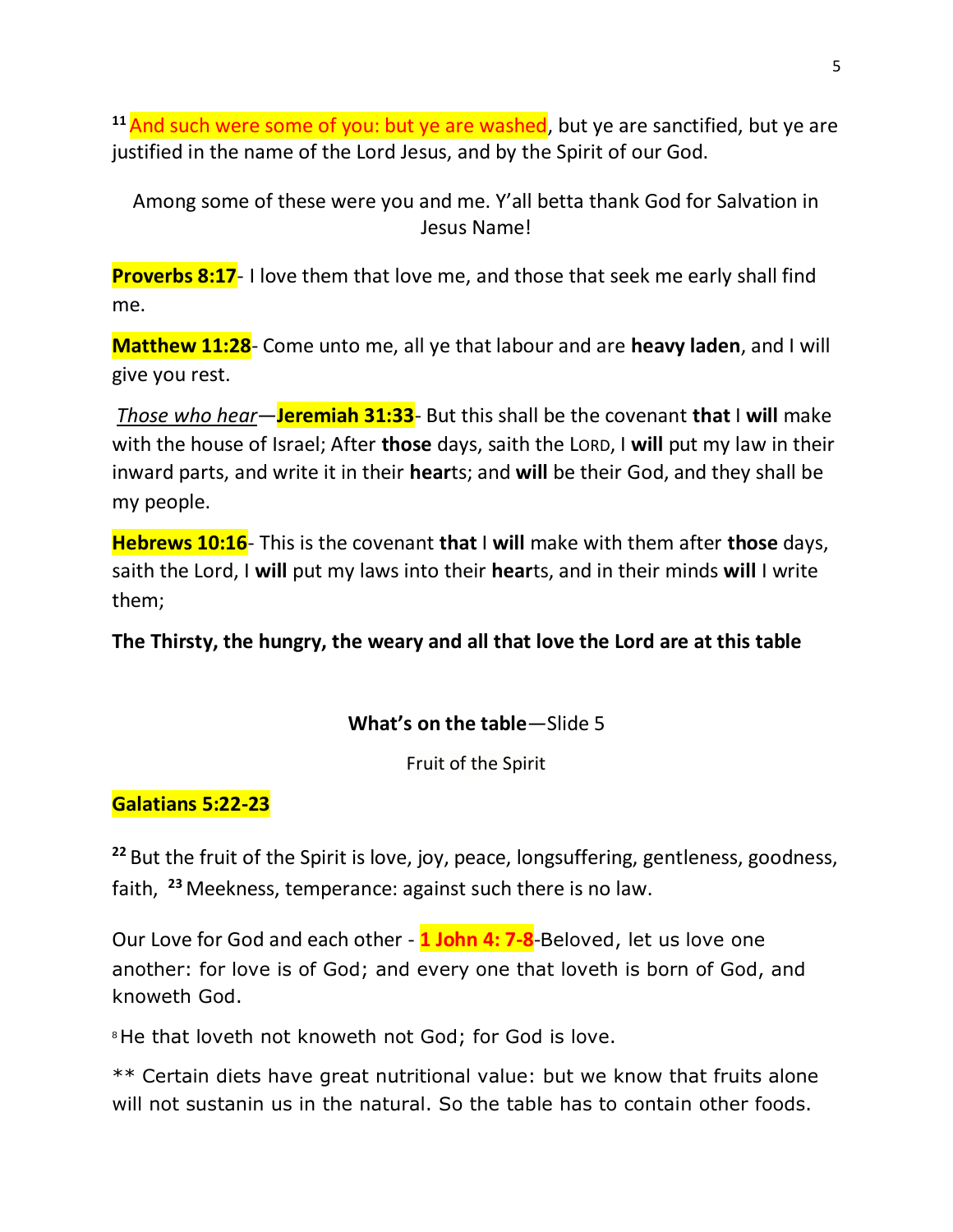[11] And such were some of you: but ye are washed, but ye are sanctified, but ye are justified in the name of the Lord Jesus, and by the Spirit of our God.

Among some of these were you and me. Y'all betta thank God for Salvation in Jesus Name!

**Proverbs 8:17**- I love them that love me, and those that seek me early shall find me.

**Matthew 11:28**- Come unto me, all ye that labour and are **heavy laden**, and I will give you rest.

*Those who hear*—**Jeremiah 31:33**- But this shall be the covenant **that** I **will** make with the house of Israel; After **those** days, saith the LORD, I **will** put my law in their inward parts, and write it in their **hear**ts; and **will** be their God, and they shall be my people.

**Hebrews 10:16**- This is the covenant **that** I **will** make with them after **those** days, saith the Lord, I **will** put my laws into their **hear**ts, and in their minds **will** I write them;

**The Thirsty, the hungry, the weary and all that love the Lord are at this table**

**What's on the table**—Slide 5

Fruit of the Spirit

**Galatians 5:22-23**

[22] But the fruit of the Spirit is love, joy, peace, longsuffering, gentleness, goodness, faith, [23] Meekness, temperance: against such there is no law.

Our Love for God and each other - **1 John 4: 7-8**-Beloved, let us love one another: for love is of God; and every one that loveth is born of God, and knoweth God.

[8] He that loveth not knoweth not God; for God is love.

** Certain diets have great nutritional value: but we know that fruits alone will not sustanin us in the natural. So the table has to contain other foods.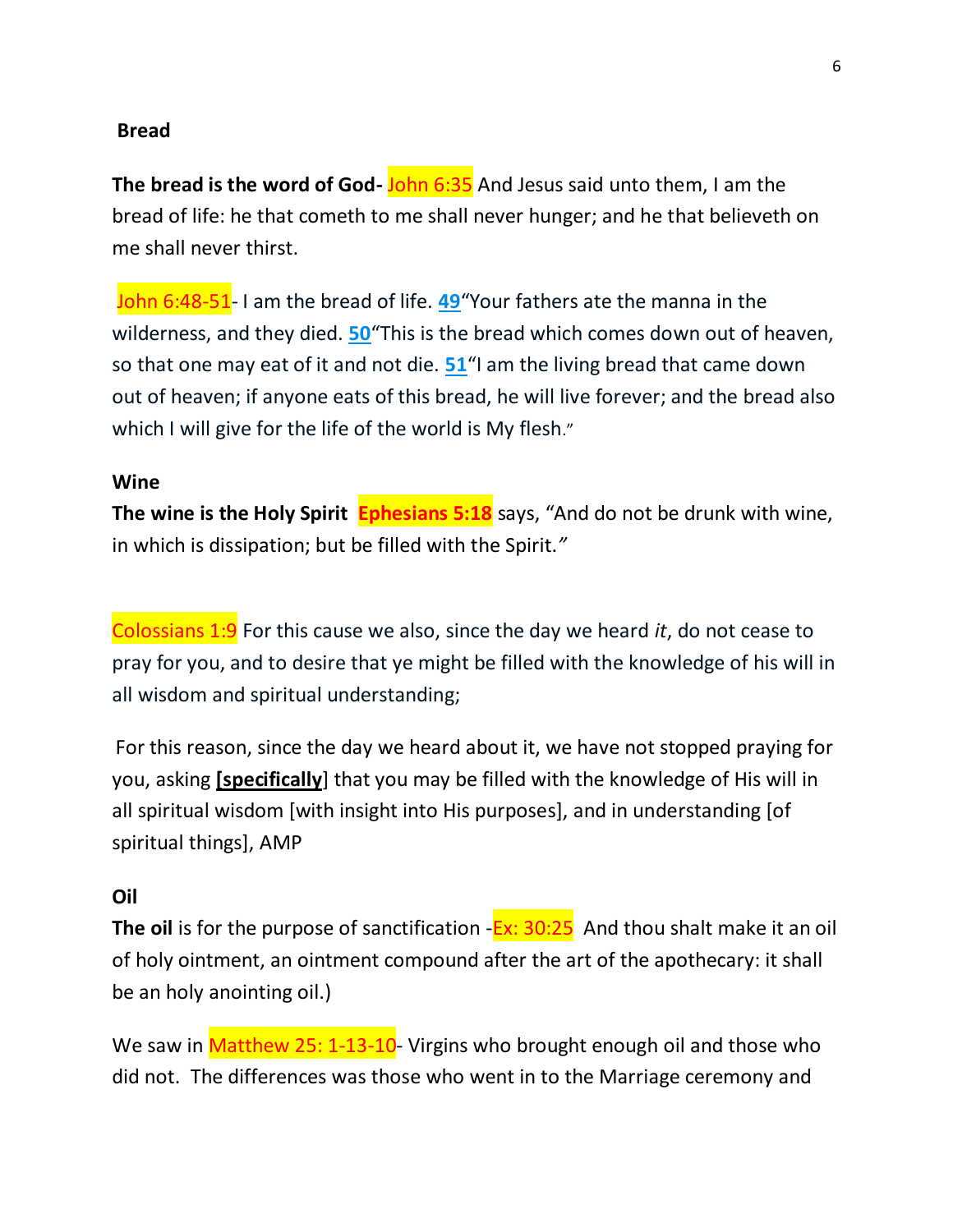**Bread**

**The bread is the word of God-** John 6:35 And Jesus said unto them, I am the bread of life: he that cometh to me shall never hunger; and he that believeth on me shall never thirst.

John 6:48-51- I am the bread of life. **49**"Your fathers ate the manna in the wilderness, and they died. **50**"This is the bread which comes down out of heaven, so that one may eat of it and not die. **51**"I am the living bread that came down out of heaven; if anyone eats of this bread, he will live forever; and the bread also which I will give for the life of the world is My flesh."

**Wine**

**The wine is the Holy Spirit** **Ephesians 5:18** says, "And do not be drunk with wine, in which is dissipation; but be filled with the Spirit."

Colossians 1:9 For this cause we also, since the day we heard *it*, do not cease to pray for you, and to desire that ye might be filled with the knowledge of his will in all wisdom and spiritual understanding;

For this reason, since the day we heard about it, we have not stopped praying for you, asking **[specifically**] that you may be filled with the knowledge of His will in all spiritual wisdom [with insight into His purposes], and in understanding [of spiritual things], AMP

**Oil**

**The oil** is for the purpose of sanctification -Ex: 30:25 And thou shalt make it an oil of holy ointment, an ointment compound after the art of the apothecary: it shall be an holy anointing oil.)

We saw in Matthew 25: 1-13-10- Virgins who brought enough oil and those who did not. The differences was those who went in to the Marriage ceremony and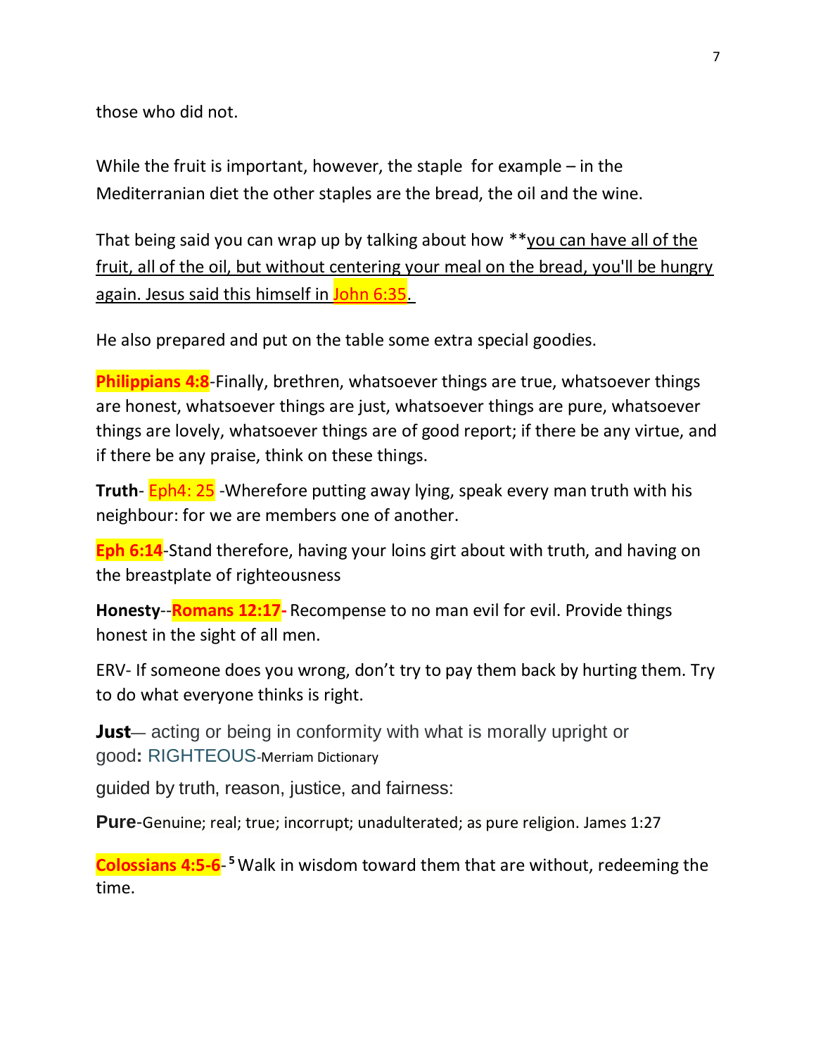those who did not.

While the fruit is important, however, the staple  for example – in the Mediterranian diet the other staples are the bread, the oil and the wine.

That being said you can wrap up by talking about how **you can have all of the fruit, all of the oil, but without centering your meal on the bread, you'll be hungry again. Jesus said this himself in John 6:35.

He also prepared and put on the table some extra special goodies.

**Philippians 4:8**-Finally, brethren, whatsoever things are true, whatsoever things are honest, whatsoever things are just, whatsoever things are pure, whatsoever things are lovely, whatsoever things are of good report; if there be any virtue, and if there be any praise, think on these things.

**Truth**- Eph4: 25 -Wherefore putting away lying, speak every man truth with his neighbour: for we are members one of another.

**Eph 6:14**-Stand therefore, having your loins girt about with truth, and having on the breastplate of righteousness

**Honesty**--**Romans 12:17**- Recompense to no man evil for evil. Provide things honest in the sight of all men.

ERV- If someone does you wrong, don't try to pay them back by hurting them. Try to do what everyone thinks is right.

**Just**— acting or being in conformity with what is morally upright or good**:** RIGHTEOUS-Merriam Dictionary

guided by truth, reason, justice, and fairness:

**Pure**-Genuine; real; true; incorrupt; unadulterated; as pure religion. James 1:27

**Colossians 4:5-6**- [5] Walk in wisdom toward them that are without, redeeming the time.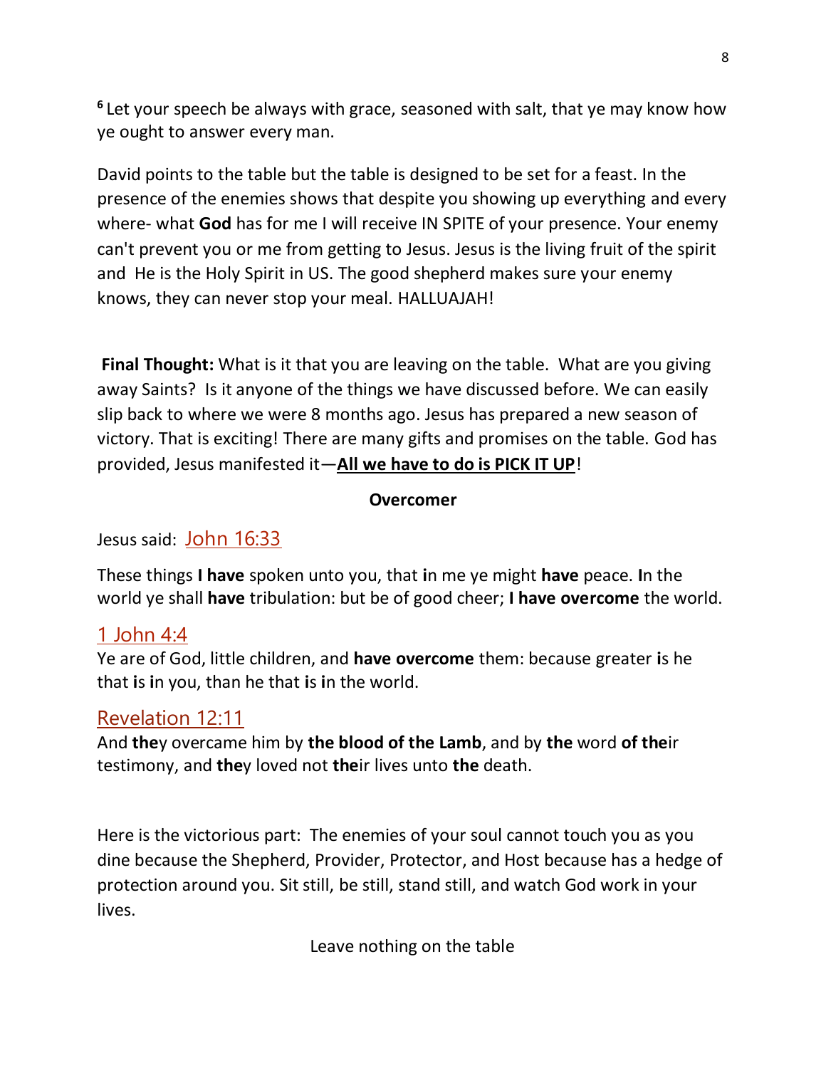**6** Let your speech be always with grace, seasoned with salt, that ye may know how ye ought to answer every man.

David points to the table but the table is designed to be set for a feast. In the presence of the enemies shows that despite you showing up everything and every where- what **God** has for me I will receive IN SPITE of your presence. Your enemy can't prevent you or me from getting to Jesus. Jesus is the living fruit of the spirit and He is the Holy Spirit in US. The good shepherd makes sure your enemy knows, they can never stop your meal. HALLUAJAH!

**Final Thought:** What is it that you are leaving on the table. What are you giving away Saints? Is it anyone of the things we have discussed before. We can easily slip back to where we were 8 months ago. Jesus has prepared a new season of victory. That is exciting! There are many gifts and promises on the table. God has provided, Jesus manifested it—**<u>All we have to do is PICK IT UP</u>**!

**Overcomer**

Jesus said: John 16:33

These things **I have** spoken unto you, that **i**n me ye might **have** peace. **I**n the world ye shall **have** tribulation: but be of good cheer; **I have overcome** the world.

1 John 4:4

Ye are of God, little children, and **have overcome** them: because greater **i**s he that **i**s **i**n you, than he that **is i**n the world.

Revelation 12:11

And **the**y overcame him by **the blood of the Lamb**, and by **the** word **of the**ir testimony, and **the**y loved not **the**ir lives unto **the** death.

Here is the victorious part: The enemies of your soul cannot touch you as you dine because the Shepherd, Provider, Protector, and Host because has a hedge of protection around you. Sit still, be still, stand still, and watch God work in your lives.

Leave nothing on the table